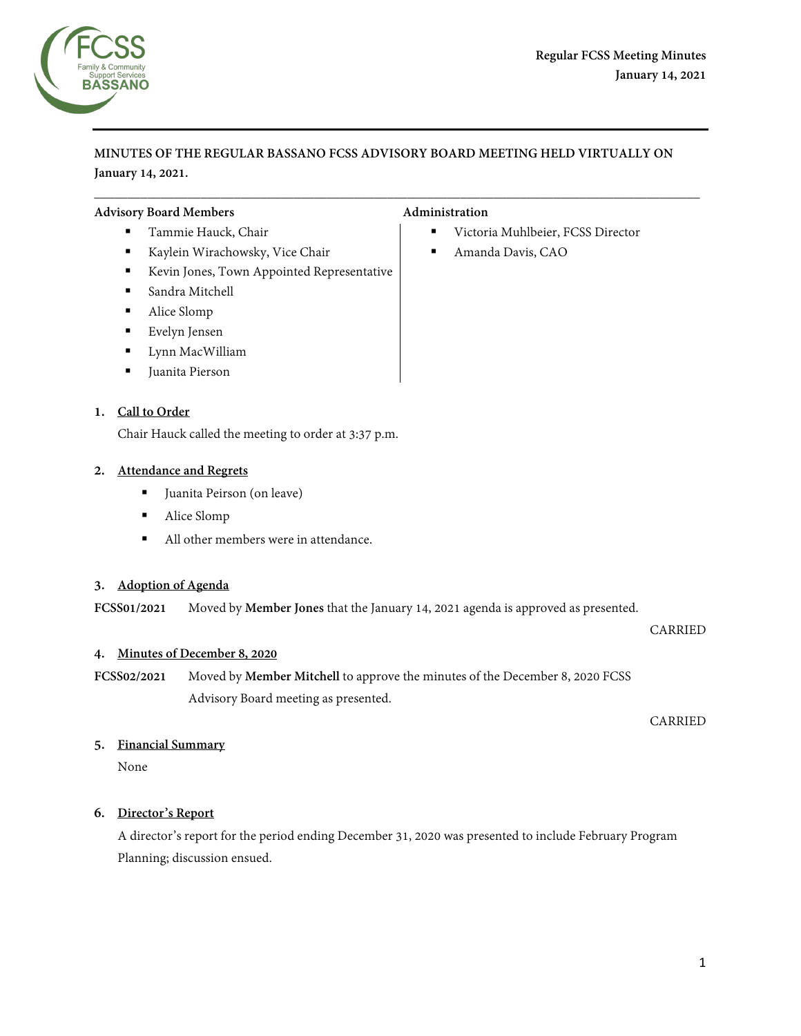**MINUTES OF THE REGULAR BASSANO FCSS ADVISORY BOARD MEETING HELD VIRTUALLY ON January 14, 2021.**

---

**Advisory Board Members**

- Tammie Hauck, Chair
- Kaylein Wirachowsky, Vice Chair
- Kevin Jones, Town Appointed Representative
- Sandra Mitchell
- Alice Slomp
- Evelyn Jensen
- Lynn MacWilliam
- Juanita Pierson

**Administration**

- Victoria Muhlbeier, FCSS Director
- Amanda Davis, CAO

## 1. Call to Order

Chair Hauck called the meeting to order at 3:37 p.m.

## 2. Attendance and Regrets

- Juanita Peirson (on leave)
- Alice Slomp
- All other members were in attendance.

## 3. Adoption of Agenda

**FCSS01/2021** Moved by **Member Jones** that the January 14, 2021 agenda is approved as presented.

CARRIED

## 4. Minutes of December 8, 2020

**FCSS02/2021** Moved by **Member Mitchell** to approve the minutes of the December 8, 2020 FCSS Advisory Board meeting as presented.

CARRIED

## 5. Financial Summary

None

## 6. Director's Report

A director's report for the period ending December 31, 2020 was presented to include February Program Planning; discussion ensued.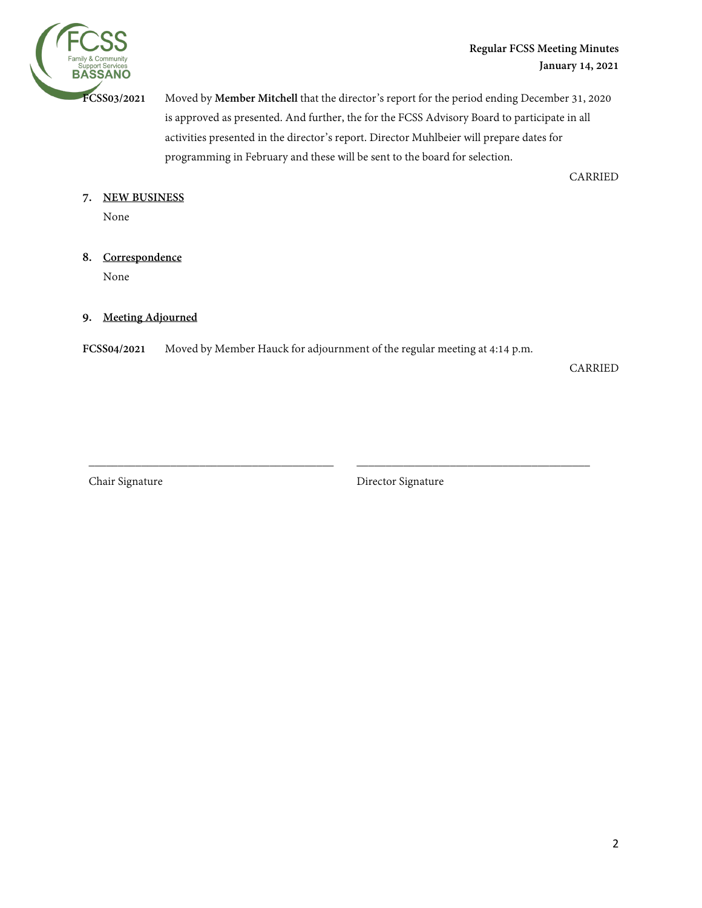**FCSS03/2021** Moved by **Member Mitchell** that the director's report for the period ending December 31, 2020 is approved as presented. And further, the for the FCSS Advisory Board to participate in all activities presented in the director's report. Director Muhlbeier will prepare dates for programming in February and these will be sent to the board for selection.

CARRIED

**7. NEW BUSINESS**

None

**8. Correspondence**

None

**9. Meeting Adjourned**

**FCSS04/2021** Moved by Member Hauck for adjournment of the regular meeting at 4:14 p.m.

CARRIED

\_\_\_\_\_\_\_\_\_\_\_\_\_\_\_\_\_\_\_\_\_\_\_\_\_\_\_\_\_\_\_\_\_\_\_\_\_\_\_\_ \_\_\_\_\_\_\_\_\_\_\_\_\_\_\_\_\_\_\_\_\_\_\_\_\_\_\_\_\_\_\_\_\_\_\_\_\_\_\_\_

Chair Signature Director Signature